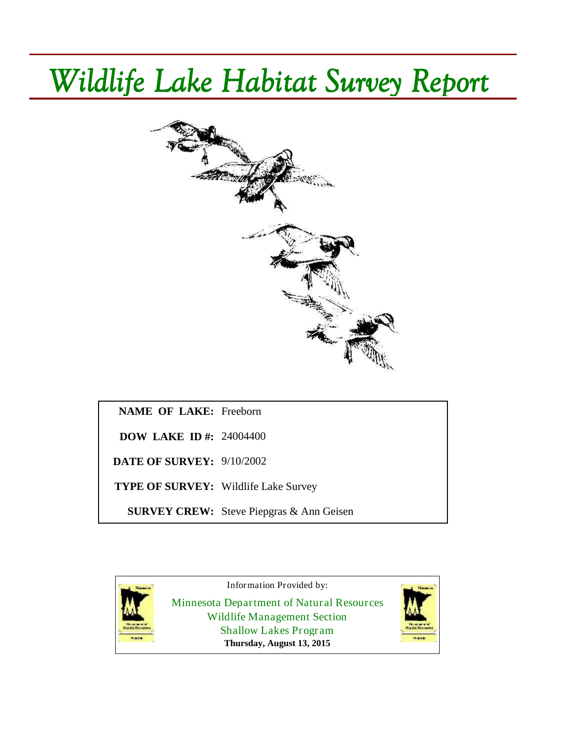# Wildlife Lake Habitat Survey Report

**NAME OF LAKE:** Freeborn

**DOW LAKE ID #:** 24004400

**DATE OF SURVEY:** 9/10/2002

**TYPE OF SURVEY:** Wildlife Lake Survey

**SURVEY CREW:** Steve Piepgras & Ann Geisen

Information Provided by:

Minnesota Department of Natural Resources
Wildlife Management Section
Shallow Lakes Program
**Thursday, August 13, 2015**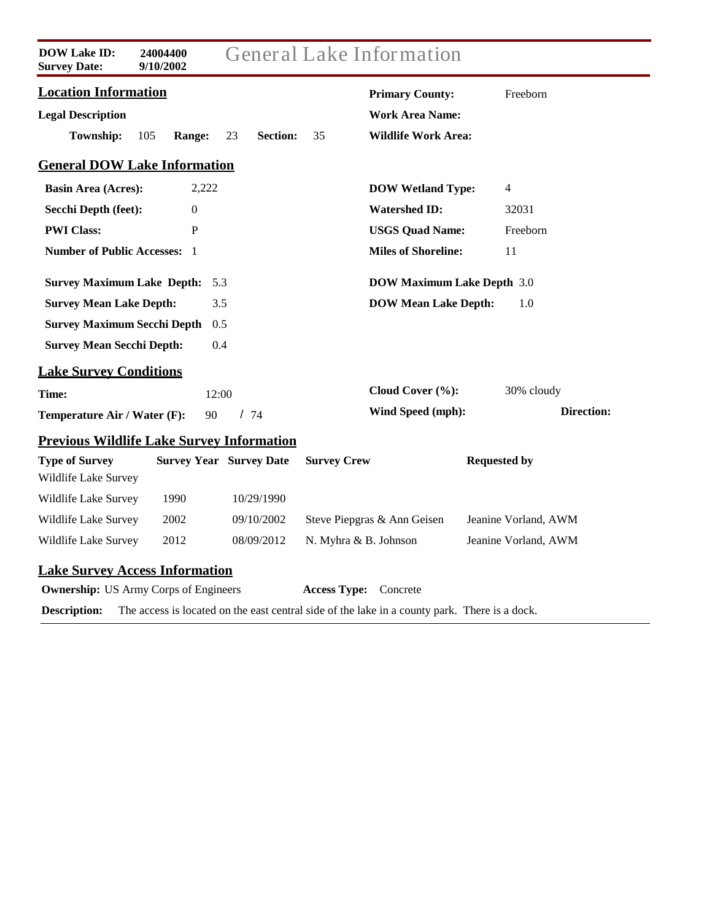**DOW Lake ID:** 24004400
**Survey Date:** 9/10/2002

# General Lake Information

## Location Information

**Legal Description**

**Township:** 105 **Range:** 23 **Section:** 35

**Primary County:** Freeborn

**Work Area Name:**

**Wildlife Work Area:**

## General DOW Lake Information

**Basin Area (Acres):** 2,222

**Secchi Depth (feet):** 0

**PWI Class:** P

**Number of Public Accesses:** 1

**DOW Wetland Type:** 4

**Watershed ID:** 32031

**USGS Quad Name:** Freeborn

**Miles of Shoreline:** 11

**Survey Maximum Lake Depth:** 5.3

**Survey Mean Lake Depth:** 3.5

**Survey Maximum Secchi Depth** 0.5

**Survey Mean Secchi Depth:** 0.4

**DOW Maximum Lake Depth** 3.0

**DOW Mean Lake Depth:** 1.0

## Lake Survey Conditions

**Time:** 12:00

**Temperature Air / Water (F):** 90 / 74

**Cloud Cover (%):** 30% cloudy

**Wind Speed (mph):**

**Direction:**

## Previous Wildlife Lake Survey Information

| Type of Survey | Survey Year | Survey Date | Survey Crew | Requested by |
|---|---|---|---|---|
| Wildlife Lake Survey | | | | |
| Wildlife Lake Survey | 1990 | 10/29/1990 | | |
| Wildlife Lake Survey | 2002 | 09/10/2002 | Steve Piepgras & Ann Geisen | Jeanine Vorland, AWM |
| Wildlife Lake Survey | 2012 | 08/09/2012 | N. Myhra & B. Johnson | Jeanine Vorland, AWM |

## Lake Survey Access Information

**Ownership:** US Army Corps of Engineers **Access Type:** Concrete

**Description:** The access is located on the east central side of the lake in a county park. There is a dock.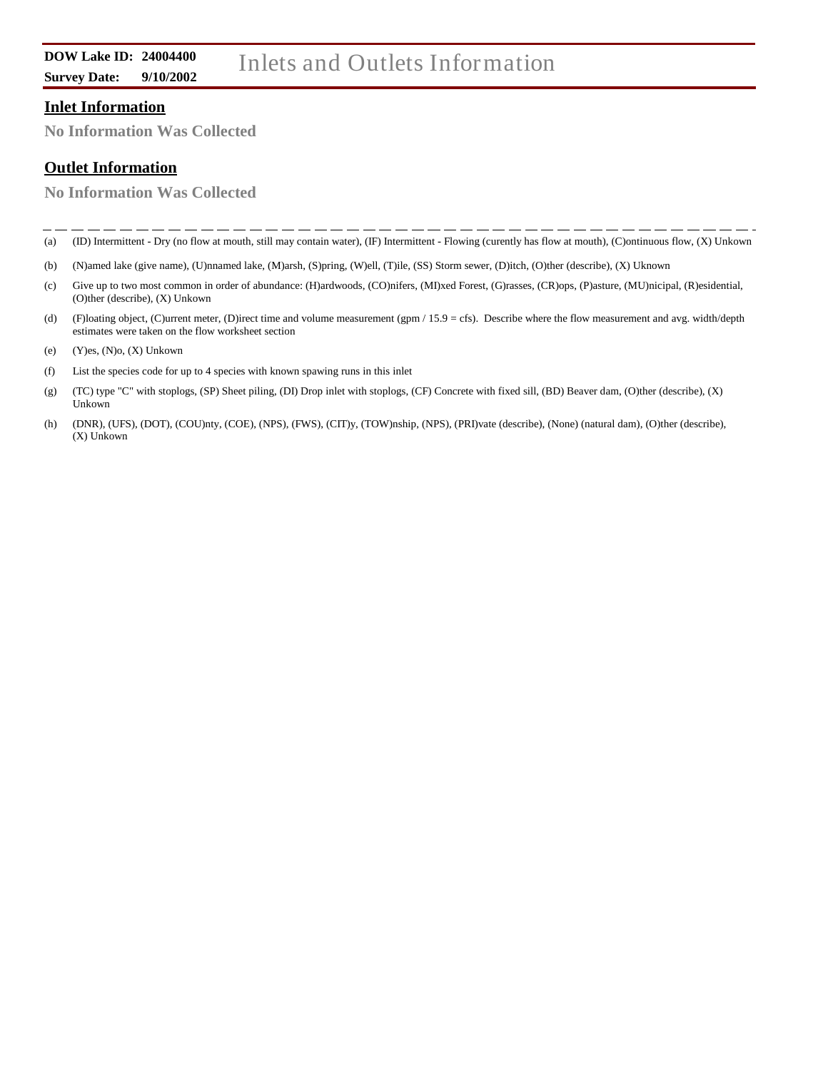**DOW Lake ID: 24004400**

**Survey Date: 9/10/2002**

# Inlets and Outlets Information

## Inlet Information

**No Information Was Collected**

## Outlet Information

**No Information Was Collected**

---

(a) (ID) Intermittent - Dry (no flow at mouth, still may contain water), (IF) Intermittent - Flowing (curently has flow at mouth), (C)ontinuous flow, (X) Unkown

(b) (N)amed lake (give name), (U)nnamed lake, (M)arsh, (S)pring, (W)ell, (T)ile, (SS) Storm sewer, (D)itch, (O)ther (describe), (X) Uknown

(c) Give up to two most common in order of abundance: (H)ardwoods, (CO)nifers, (MI)xed Forest, (G)rasses, (CR)ops, (P)asture, (MU)nicipal, (R)esidential, (O)ther (describe), (X) Unkown

(d) (F)loating object, (C)urrent meter, (D)irect time and volume measurement (gpm / 15.9 = cfs). Describe where the flow measurement and avg. width/depth estimates were taken on the flow worksheet section

(e) (Y)es, (N)o, (X) Unkown

(f) List the species code for up to 4 species with known spawing runs in this inlet

(g) (TC) type "C" with stoplogs, (SP) Sheet piling, (DI) Drop inlet with stoplogs, (CF) Concrete with fixed sill, (BD) Beaver dam, (O)ther (describe), (X) Unkown

(h) (DNR), (UFS), (DOT), (COU)nty, (COE), (NPS), (FWS), (CIT)y, (TOW)nship, (NPS), (PRI)vate (describe), (None) (natural dam), (O)ther (describe), (X) Unkown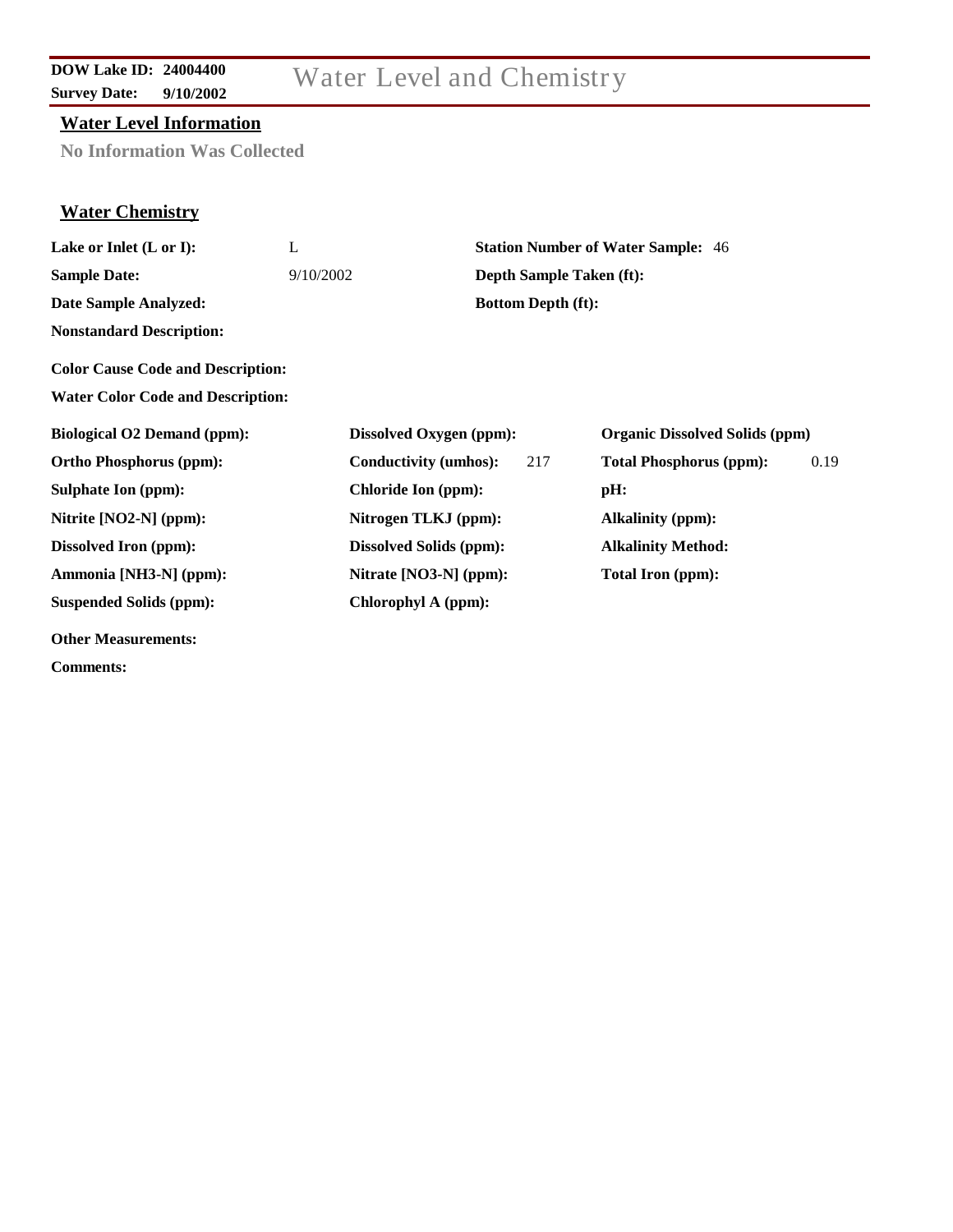**DOW Lake ID:** 24004400
**Survey Date:** 9/10/2002

# Water Level and Chemistry

## Water Level Information

**No Information Was Collected**

## Water Chemistry

**Lake or Inlet (L or I):** L

**Station Number of Water Sample:** 46

**Sample Date:** 9/10/2002

**Depth Sample Taken (ft):**

**Date Sample Analyzed:**

**Bottom Depth (ft):**

**Nonstandard Description:**

**Color Cause Code and Description:**

**Water Color Code and Description:**

| | | | | | |
|---|---|---|---|---|---|
| **Biological O2 Demand (ppm):** | | **Dissolved Oxygen (ppm):** | | **Organic Dissolved Solids (ppm)** | |
| **Ortho Phosphorus (ppm):** | | **Conductivity (umhos):** | 217 | **Total Phosphorus (ppm):** | 0.19 |
| **Sulphate Ion (ppm):** | | **Chloride Ion (ppm):** | | **pH:** | |
| **Nitrite [NO2-N] (ppm):** | | **Nitrogen TLKJ (ppm):** | | **Alkalinity (ppm):** | |
| **Dissolved Iron (ppm):** | | **Dissolved Solids (ppm):** | | **Alkalinity Method:** | |
| **Ammonia [NH3-N] (ppm):** | | **Nitrate [NO3-N] (ppm):** | | **Total Iron (ppm):** | |
| **Suspended Solids (ppm):** | | **Chlorophyl A (ppm):** | | | |

**Other Measurements:**

**Comments:**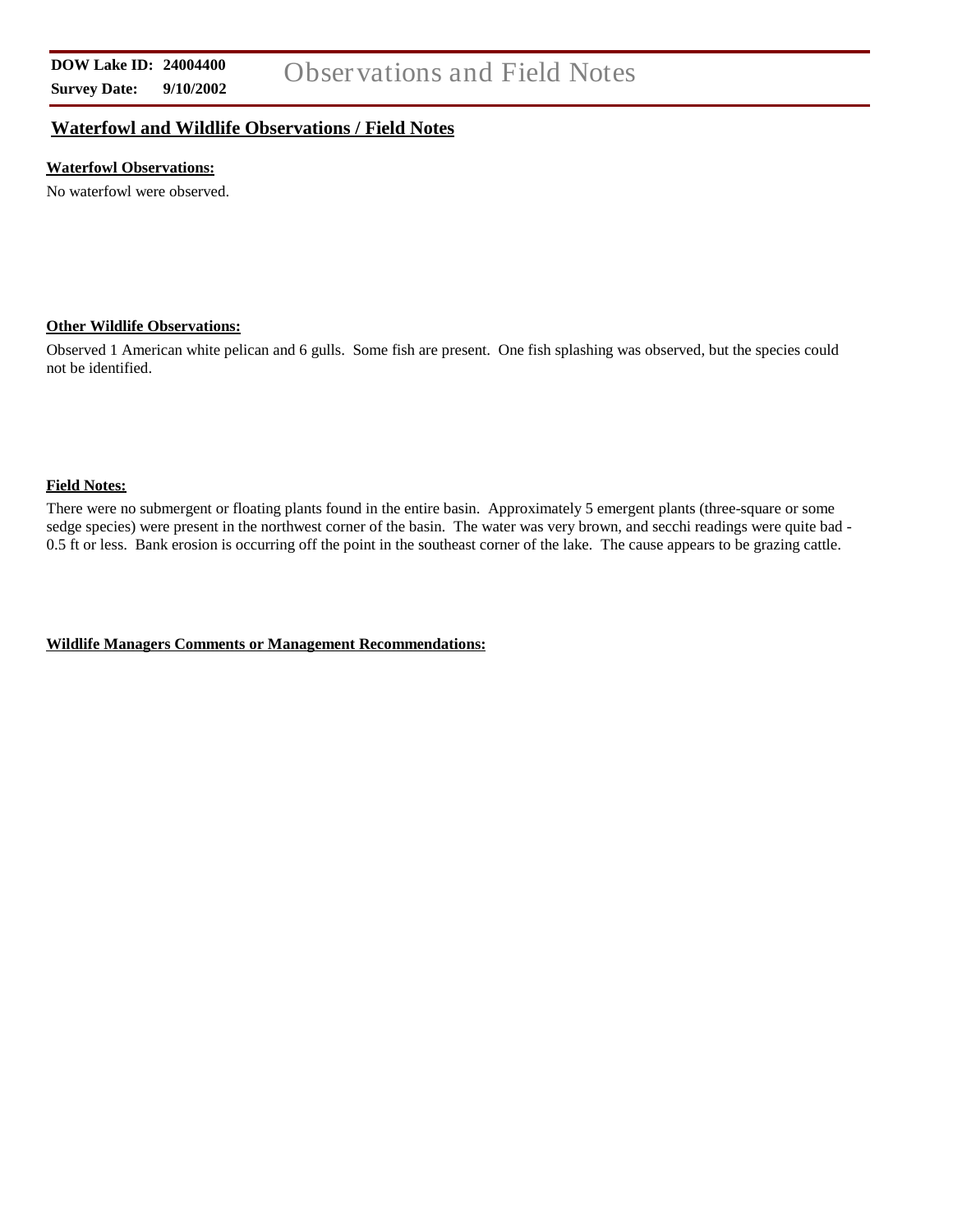**DOW Lake ID: 24004400**
**Survey Date: 9/10/2002**

# Observations and Field Notes

## Waterfowl and Wildlife Observations / Field Notes

### Waterfowl Observations:

No waterfowl were observed.

### Other Wildlife Observations:

Observed 1 American white pelican and 6 gulls. Some fish are present. One fish splashing was observed, but the species could not be identified.

### Field Notes:

There were no submergent or floating plants found in the entire basin. Approximately 5 emergent plants (three-square or some sedge species) were present in the northwest corner of the basin. The water was very brown, and secchi readings were quite bad - 0.5 ft or less. Bank erosion is occurring off the point in the southeast corner of the lake. The cause appears to be grazing cattle.

### Wildlife Managers Comments or Management Recommendations: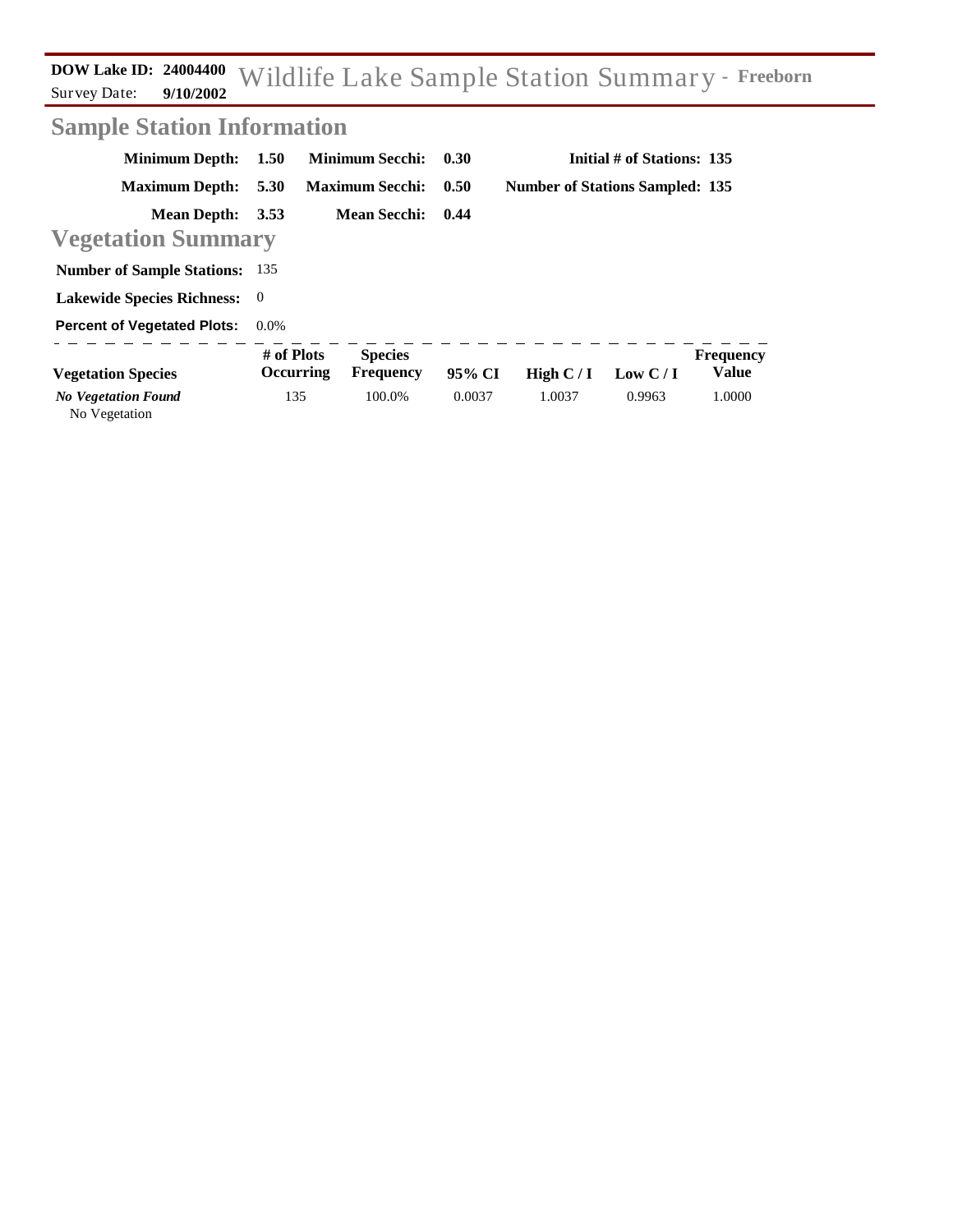**DOW Lake ID: 24004400**
Survey Date: **9/10/2002**

# Wildlife Lake Sample Station Summary - **Freeborn**

## Sample Station Information

| | | | | | |
|---|---|---|---|---|---|
| **Minimum Depth:** | **1.50** | **Minimum Secchi:** | **0.30** | **Initial # of Stations:** | **135** |
| **Maximum Depth:** | **5.30** | **Maximum Secchi:** | **0.50** | **Number of Stations Sampled:** | **135** |
| **Mean Depth:** | **3.53** | **Mean Secchi:** | **0.44** | | |

## Vegetation Summary

**Number of Sample Stations:** 135

**Lakewide Species Richness:** 0

**Percent of Vegetated Plots:** 0.0%

| Vegetation Species | # of Plots Occurring | Species Frequency | 95% CI | High C / I | Low C / I | Frequency Value |
|---|---|---|---|---|---|---|
| ***No Vegetation Found*** No Vegetation | 135 | 100.0% | 0.0037 | 1.0037 | 0.9963 | 1.0000 |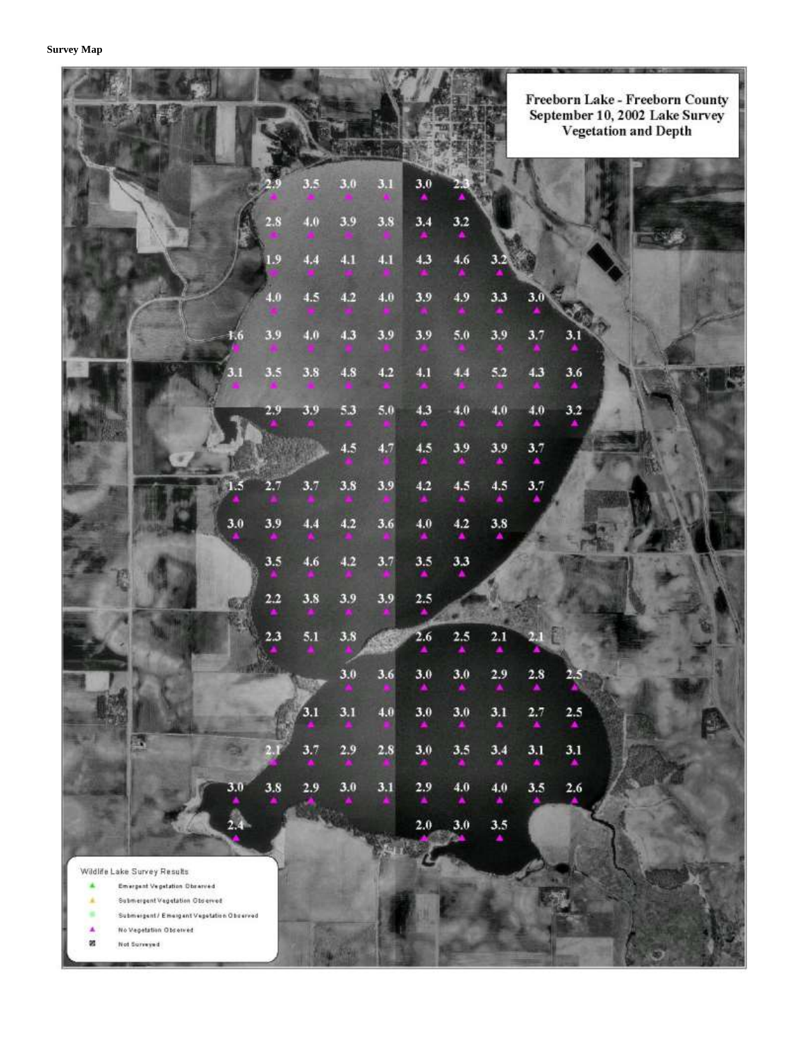**Survey Map**

Freeborn Lake - Freeborn County
September 10, 2002 Lake Survey
Vegetation and Depth

2.9 3.5 3.0 3.1 3.0 2.3
2.8 4.0 3.9 3.8 3.4 3.2
1.9 4.4 4.1 4.1 4.3 4.6 3.2
4.0 4.5 4.2 4.0 3.9 4.9 3.3 3.0
1.6 3.9 4.0 4.3 3.9 3.9 5.0 3.9 3.7 3.1
3.1 3.5 3.8 4.8 4.2 4.1 4.4 5.2 4.3 3.6
2.9 3.9 5.3 5.0 4.3 4.0 4.0 4.0 3.2
4.5 4.7 4.5 3.9 3.9 3.7
1.5 2.7 3.7 3.8 3.9 4.2 4.5 4.5 3.7
3.0 3.9 4.4 4.2 3.6 4.0 4.2 3.8
3.5 4.6 4.2 3.7 3.5 3.3
2.2 3.8 3.9 3.9 2.5
2.3 5.1 3.8 2.6 2.5 2.1 2.1
3.0 3.6 3.0 3.0 2.9 2.8 2.5
3.1 3.1 4.0 3.0 3.0 3.1 2.7 2.5
2.1 3.7 2.9 2.8 3.0 3.5 3.4 3.1 3.1
3.0 3.8 2.9 3.0 3.1 2.9 4.0 4.0 3.5 2.6
2.4 2.0 3.0 3.5

Wildlife Lake Survey Results
Emergent Vegetation Observed
Submergent Vegetation Observed
Submergent / Emergent Vegetation Observed
No Vegetation Observed
Not Surveyed